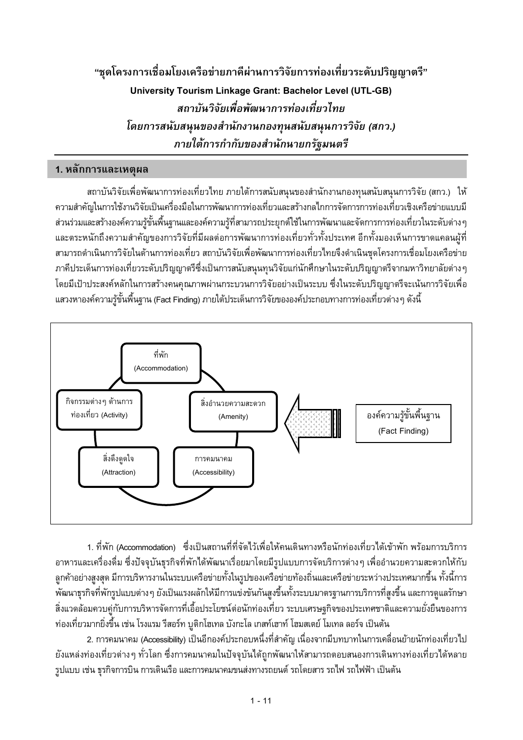# "ชุดโครงการเชื่อมโยงเครือข่ายภาคีผ่านการวิจัยการท่องเที่ยวระดับปริญญาตรี"

**University Tourism Linkage Grant: Bachelor Level (UTL-GB)**

***สถาบันวิจัยเพื่อพัฒนาการท่องเที่ยวไทย***

***โดยการสนับสนุนของสำนักงานกองทุนสนับสนุนการวิจัย (สกว.)***

***ภายใต้การกำกับของสำนักนายกรัฐมนตรี***

## 1. หลักการและเหตุผล

สถาบันวิจัยเพื่อพัฒนาการท่องเที่ยวไทย ภายใต้การสนับสนุนของสำนักงานกองทุนสนับสนุนการวิจัย (สกว.) ให้ความสำคัญในการใช้งานวิจัยเป็นเครื่องมือในการพัฒนาการท่องเที่ยวและสร้างกลไกการจัดการการท่องเที่ยวเชิงเครือข่ายแบบมีส่วนร่วมและสร้างองค์ความรู้ขั้นพื้นฐานและองค์ความรู้ที่สามารถประยุกต์ใช้ในการพัฒนาและจัดการการท่องเที่ยวในระดับต่างๆ และตระหนักถึงความสำคัญของการวิจัยที่มีผลต่อการพัฒนาการท่องเที่ยวทั่วทั้งประเทศ อีกทั้งมองเห็นการขาดแคลนผู้ที่สามารถดำเนินการวิจัยในด้านการท่องเที่ยว สถาบันวิจัยเพื่อพัฒนาการท่องเที่ยวไทยจึงดำเนินชุดโครงการเชื่อมโยงเครือข่ายภาคีประเด็นการท่องเที่ยวระดับปริญญาตรีซึ่งเป็นการสนับสนุนทุนวิจัยแก่นักศึกษาในระดับปริญญาตรีจากมหาวิทยาลัยต่างๆ โดยมีเป้าประสงค์หลักในการสร้างคนคุณภาพผ่านกระบวนการวิจัยอย่างเป็นระบบ ซึ่งในระดับปริญญาตรีจะเน้นการวิจัยเพื่อแสวงหาองค์ความรู้ขั้นพื้นฐาน (Fact Finding) ภายใต้ประเด็นการวิจัยขององค์ประกอบทางการท่องเที่ยวต่างๆ ดังนี้

ที่พัก (Accommodation)
สิ่งอำนวยความสะดวก (Amenity)
การคมนาคม (Accessibility)
สิ่งดึงดูดใจ (Attraction)
กิจกรรมต่างๆ ด้านการท่องเที่ยว (Activity)
องค์ความรู้ขั้นพื้นฐาน (Fact Finding)

1. ที่พัก (Accommodation) ซึ่งเป็นสถานที่ที่จัดไว้เพื่อให้คนเดินทางหรือนักท่องเที่ยวได้เข้าพัก พร้อมการบริการอาหารและเครื่องดื่ม ซึ่งปัจจุบันธุรกิจที่พักได้พัฒนาเรื่อยมาโดยมีรูปแบบการจัดบริการต่างๆ เพื่ออำนวยความสะดวกให้กับลูกค้าอย่างสูงสุด มีการบริหารงานในระบบเครือข่ายทั้งในรูปของเครือข่ายท้องถิ่นและเครือข่ายระหว่างประเทศมากขึ้น ทั้งนี้การพัฒนาธุรกิจที่พักรูปแบบต่างๆ ยังเป็นแรงผลักให้มีการแข่งขันสูงขึ้นทั้งระบบมาตรฐานการบริการที่สูงขึ้น และการดูแลรักษาสิ่งแวดล้อมควบคู่กับการบริหารจัดการที่เอื้อประโยชน์ต่อนักท่องเที่ยว ระบบเศรษฐกิจของประเทศชาติและความยั่งยืนของการท่องเที่ยวมากยิ่งขึ้น เช่น โรงแรม รีสอร์ท บูติกโฮเทล บังกะโล เกสท์เฮาท์ โฮมสเตย์ โมเทล ลอร์จ เป็นต้น

2. การคมนาคม (Accessibility) เป็นอีกองค์ประกอบหนึ่งที่สำคัญ เนื่องจากมีบทบาทในการเคลื่อนย้ายนักท่องเที่ยวไปยังแหล่งท่องเที่ยวต่างๆ ทั่วโลก ซึ่งการคมนาคมในปัจจุบันได้ถูกพัฒนาให้สามารถตอบสนองการเดินทางท่องเที่ยวได้หลายรูปแบบ เช่น ธุรกิจการบิน การเดินเรือ และการคมนาคมขนส่งทางรถยนต์ รถโดยสาร รถไฟ รถไฟฟ้า เป็นต้น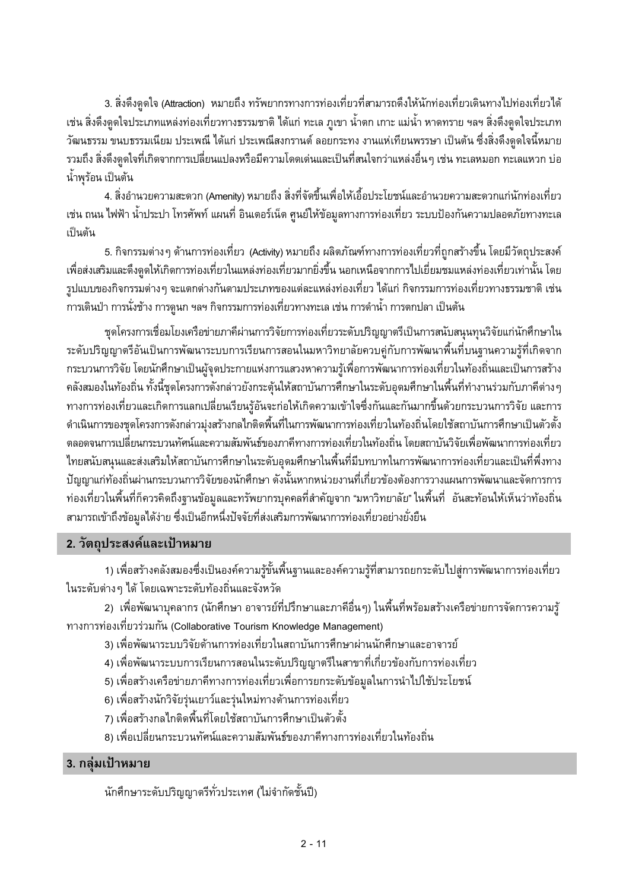3. สิ่งดึงดูดใจ (Attraction) หมายถึง ทรัพยากรทางการท่องเที่ยวที่สามารถดึงให้นักท่องเที่ยวเดินทางไปท่องเที่ยวได้ เช่น สิ่งดึงดูดใจประเภทแหล่งท่องเที่ยวทางธรรมชาติ ได้แก่ ทะเล ภูเขา น้ำตก เกาะ แม่น้ำ หาดทราย ฯลฯ สิ่งดึงดูดใจประเภทวัฒนธรรม ขนบธรรมเนียม ประเพณี ได้แก่ ประเพณีสงกรานต์ ลอยกระทง งานแห่เทียนพรรษา เป็นต้น ซึ่งสิ่งดึงดูดใจนี้หมายรวมถึง สิ่งดึงดูดใจที่เกิดจากการเปลี่ยนแปลงหรือมีความโดดเด่นและเป็นที่สนใจกว่าแหล่งอื่นๆ เช่น ทะเลหมอก ทะเลแหวก บ่อน้ำพุร้อน เป็นต้น

4. สิ่งอำนวยความสะดวก (Amenity) หมายถึง สิ่งที่จัดขึ้นเพื่อให้เอื้อประโยชน์และอำนวยความสะดวกแก่นักท่องเที่ยว เช่น ถนน ไฟฟ้า น้ำประปา โทรศัพท์ แผนที่ อินเตอร์เน็ต ศูนย์ให้ข้อมูลทางการท่องเที่ยว ระบบป้องกันความปลอดภัยทางทะเล เป็นต้น

5. กิจกรรมต่างๆ ด้านการท่องเที่ยว (Activity) หมายถึง ผลิตภัณฑ์ทางการท่องเที่ยวที่ถูกสร้างขึ้น โดยมีวัตถุประสงค์เพื่อส่งเสริมและดึงดูดให้เกิดการท่องเที่ยวในแหล่งท่องเที่ยวมากยิ่งขึ้น นอกเหนือจากการไปเยี่ยมชมแหล่งท่องเที่ยวเท่านั้น โดยรูปแบบของกิจกรรมต่างๆ จะแตกต่างกันตามประเภทของแต่ละแหล่งท่องเที่ยว ได้แก่ กิจกรรมการท่องเที่ยวทางธรรมชาติ เช่น การเดินป่า การนั่งช้าง การดูนก ฯลฯ กิจกรรมการท่องเที่ยวทางทะเล เช่น การดำน้ำ การตกปลา เป็นต้น

ชุดโครงการเชื่อมโยงเครือข่ายภาคีผ่านการวิจัยการท่องเที่ยวระดับปริญญาตรีเป็นการสนับสนุนทุนวิจัยแก่นักศึกษาในระดับปริญญาตรีอันเป็นการพัฒนาระบบการเรียนการสอนในมหาวิทยาลัยควบคู่กับการพัฒนาพื้นที่บนฐานความรู้ที่เกิดจากกระบวนการวิจัย โดยนักศึกษาเป็นผู้จุดประกายแห่งการแสวงหาความรู้เพื่อการพัฒนาการท่องเที่ยวในท้องถิ่นและเป็นการสร้างคลังสมองในท้องถิ่น ทั้งนี้ชุดโครงการดังกล่าวยังกระตุ้นให้สถาบันการศึกษาในระดับอุดมศึกษาในพื้นที่ทำงานร่วมกับภาคีต่างๆ ทางการท่องเที่ยวและเกิดการแลกเปลี่ยนเรียนรู้อันจะก่อให้เกิดความเข้าใจซึ่งกันและกันมากขึ้นด้วยกระบวนการวิจัย และการดำเนินการของชุดโครงการดังกล่าวมุ่งสร้างกลไกติดพื้นที่ในการพัฒนาการท่องเที่ยวในท้องถิ่นโดยใช้สถาบันการศึกษาเป็นตัวตั้ง ตลอดจนการเปลี่ยนกระบวนทัศน์และความสัมพันธ์ของภาคีทางการท่องเที่ยวในท้องถิ่น โดยสถาบันวิจัยเพื่อพัฒนาการท่องเที่ยวไทยสนับสนุนและส่งเสริมให้สถาบันการศึกษาในระดับอุดมศึกษาในพื้นที่มีบทบาทในการพัฒนาการท่องเที่ยวและเป็นที่พึ่งทางปัญญาแก่ท้องถิ่นผ่านกระบวนการวิจัยของนักศึกษา ดังนั้นหากหน่วยงานที่เกี่ยวข้องต้องการวางแผนการพัฒนาและจัดการการท่องเที่ยวในพื้นที่ก็ควรคิดถึงฐานข้อมูลและทรัพยากรบุคคลที่สำคัญจาก "มหาวิทยาลัย" ในพื้นที่ อันสะท้อนให้เห็นว่าท้องถิ่นสามารถเข้าถึงข้อมูลได้ง่าย ซึ่งเป็นอีกหนึ่งปัจจัยที่ส่งเสริมการพัฒนาการท่องเที่ยวอย่างยั่งยืน

## 2. วัตถุประสงค์และเป้าหมาย

1) เพื่อสร้างคลังสมองซึ่งเป็นองค์ความรู้ขั้นพื้นฐานและองค์ความรู้ที่สามารถยกระดับไปสู่การพัฒนาการท่องเที่ยวในระดับต่างๆ ได้ โดยเฉพาะระดับท้องถิ่นและจังหวัด

2) เพื่อพัฒนาบุคลากร (นักศึกษา อาจารย์ที่ปรึกษาและภาคีอื่นๆ) ในพื้นที่พร้อมสร้างเครือข่ายการจัดการความรู้ทางการท่องเที่ยวร่วมกัน (Collaborative Tourism Knowledge Management)

3) เพื่อพัฒนาระบบวิจัยด้านการท่องเที่ยวในสถาบันการศึกษาผ่านนักศึกษาและอาจารย์

4) เพื่อพัฒนาระบบการเรียนการสอนในระดับปริญญาตรีในสาขาที่เกี่ยวข้องกับการท่องเที่ยว

5) เพื่อสร้างเครือข่ายภาคีทางการท่องเที่ยวเพื่อการยกระดับข้อมูลในการนำไปใช้ประโยชน์

6) เพื่อสร้างนักวิจัยรุ่นเยาว์และรุ่นใหม่ทางด้านการท่องเที่ยว

7) เพื่อสร้างกลไกติดพื้นที่โดยใช้สถาบันการศึกษาเป็นตัวตั้ง

8) เพื่อเปลี่ยนกระบวนทัศน์และความสัมพันธ์ของภาคีทางการท่องเที่ยวในท้องถิ่น

## 3. กลุ่มเป้าหมาย

นักศึกษาระดับปริญญาตรีทั่วประเทศ (ไม่จำกัดชั้นปี)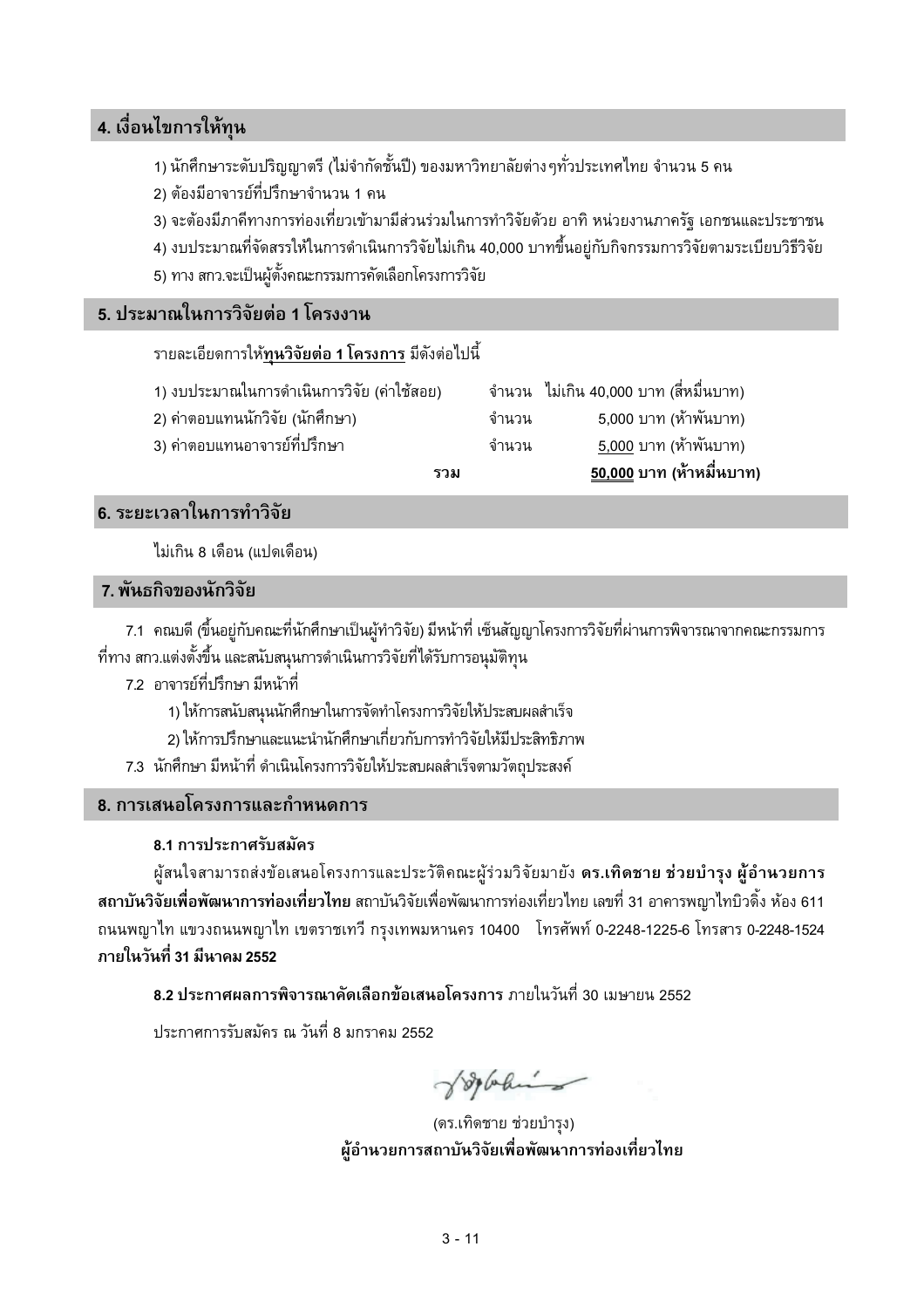## 4. เงื่อนไขการให้ทุน

1) นักศึกษาระดับปริญญาตรี (ไม่จำกัดชั้นปี) ของมหาวิทยาลัยต่างๆทั่วประเทศไทย จำนวน 5 คน
2) ต้องมีอาจารย์ที่ปรึกษาจำนวน 1 คน
3) จะต้องมีภาคีทางการท่องเที่ยวเข้ามามีส่วนร่วมในการทำวิจัยด้วย อาทิ หน่วยงานภาครัฐ เอกชนและประชาชน
4) งบประมาณที่จัดสรรให้ในการดำเนินการวิจัยไม่เกิน 40,000 บาทขึ้นอยู่กับกิจกรรมการวิจัยตามระเบียบวิธีวิจัย
5) ทาง สกว.จะเป็นผู้ตั้งคณะกรรมการคัดเลือกโครงการวิจัย

## 5. ประมาณในการวิจัยต่อ 1 โครงงาน

รายละเอียดการให้**<u>ทุนวิจัยต่อ 1 โครงการ</u>** มีดังต่อไปนี้

| | | |
|---|---|---|
| 1) งบประมาณในการดำเนินการวิจัย (ค่าใช้สอย) | จำนวน | ไม่เกิน 40,000 บาท (สี่หมื่นบาท) |
| 2) ค่าตอบแทนนักวิจัย (นักศึกษา) | จำนวน | 5,000 บาท (ห้าพันบาท) |
| 3) ค่าตอบแทนอาจารย์ที่ปรึกษา | จำนวน | <u>5,000</u> บาท (ห้าพันบาท) |
| **รวม** | | **<u>50,000</u> บาท (ห้าหมื่นบาท)** |

## 6. ระยะเวลาในการทำวิจัย

ไม่เกิน 8 เดือน (แปดเดือน)

## 7. พันธกิจของนักวิจัย

7.1 คณบดี (ขึ้นอยู่กับคณะที่นักศึกษาเป็นผู้ทำวิจัย) มีหน้าที่ เซ็นสัญญาโครงการวิจัยที่ผ่านการพิจารณาจากคณะกรรมการที่ทาง สกว.แต่งตั้งขึ้น และสนับสนุนการดำเนินการวิจัยที่ได้รับการอนุมัติทุน

7.2 อาจารย์ที่ปรึกษา มีหน้าที่

1) ให้การสนับสนุนนักศึกษาในการจัดทำโครงการวิจัยให้ประสบผลสำเร็จ
2) ให้การปรึกษาและแนะนำนักศึกษาเกี่ยวกับการทำวิจัยให้มีประสิทธิภาพ

7.3 นักศึกษา มีหน้าที่ ดำเนินโครงการวิจัยให้ประสบผลสำเร็จตามวัตถุประสงค์

## 8. การเสนอโครงการและกำหนดการ

### 8.1 การประกาศรับสมัคร

ผู้สนใจสามารถส่งข้อเสนอโครงการและประวัติคณะผู้ร่วมวิจัยมายัง **ดร.เทิดชาย ช่วยบำรุง ผู้อำนวยการสถาบันวิจัยเพื่อพัฒนาการท่องเที่ยวไทย** สถาบันวิจัยเพื่อพัฒนาการท่องเที่ยวไทย เลขที่ 31 อาคารพญาไทบิวดิ้ง ห้อง 611 ถนนพญาไท แขวงถนนพญาไท เขตราชเทวี กรุงเทพมหานคร 10400 โทรศัพท์ 0-2248-1225-6 โทรสาร 0-2248-1524 **ภายในวันที่ 31 มีนาคม 2552**

**8.2 ประกาศผลการพิจารณาคัดเลือกข้อเสนอโครงการ** ภายในวันที่ 30 เมษายน 2552

ประกาศการรับสมัคร ณ วันที่ 8 มกราคม 2552

(ดร.เทิดชาย ช่วยบำรุง)
**ผู้อำนวยการสถาบันวิจัยเพื่อพัฒนาการท่องเที่ยวไทย**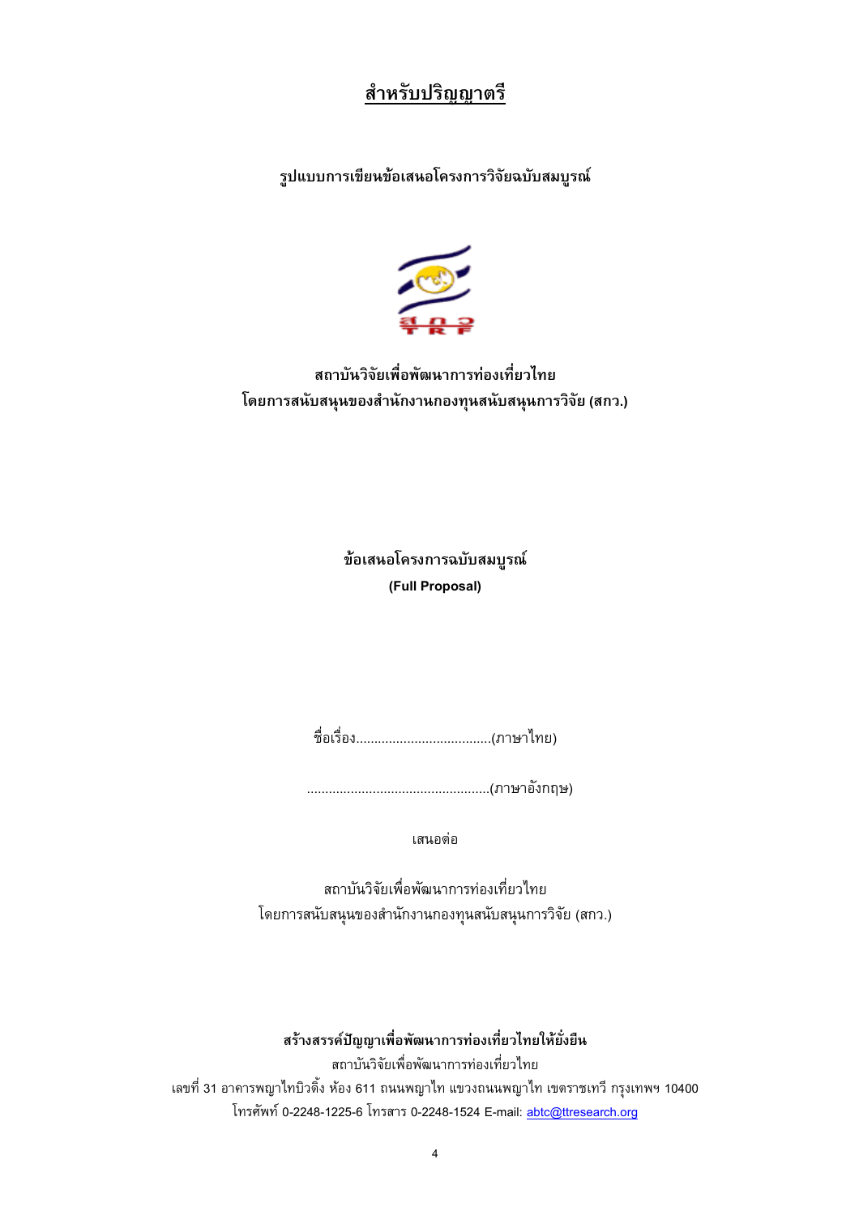**<u>สำหรับปริญญาตรี</u>**

**รูปแบบการเขียนข้อเสนอโครงการวิจัยฉบับสมบูรณ์**

**สถาบันวิจัยเพื่อพัฒนาการท่องเที่ยวไทย**
**โดยการสนับสนุนของสำนักงานกองทุนสนับสนุนการวิจัย (สกว.)**

**ข้อเสนอโครงการฉบับสมบูรณ์**
**(Full Proposal)**

ชื่อเรื่อง.....................................(ภาษาไทย)

...................................................(ภาษาอังกฤษ)

เสนอต่อ

สถาบันวิจัยเพื่อพัฒนาการท่องเที่ยวไทย
โดยการสนับสนุนของสำนักงานกองทุนสนับสนุนการวิจัย (สกว.)

**สร้างสรรค์ปัญญาเพื่อพัฒนาการท่องเที่ยวไทยให้ยั่งยืน**
สถาบันวิจัยเพื่อพัฒนาการท่องเที่ยวไทย
เลขที่ 31 อาคารพญาไทบิวดิ้ง ห้อง 611 ถนนพญาไท แขวงถนนพญาไท เขตราชเทวี กรุงเทพฯ 10400
โทรศัพท์ 0-2248-1225-6 โทรสาร 0-2248-1524 E-mail: abtc@ttresearch.org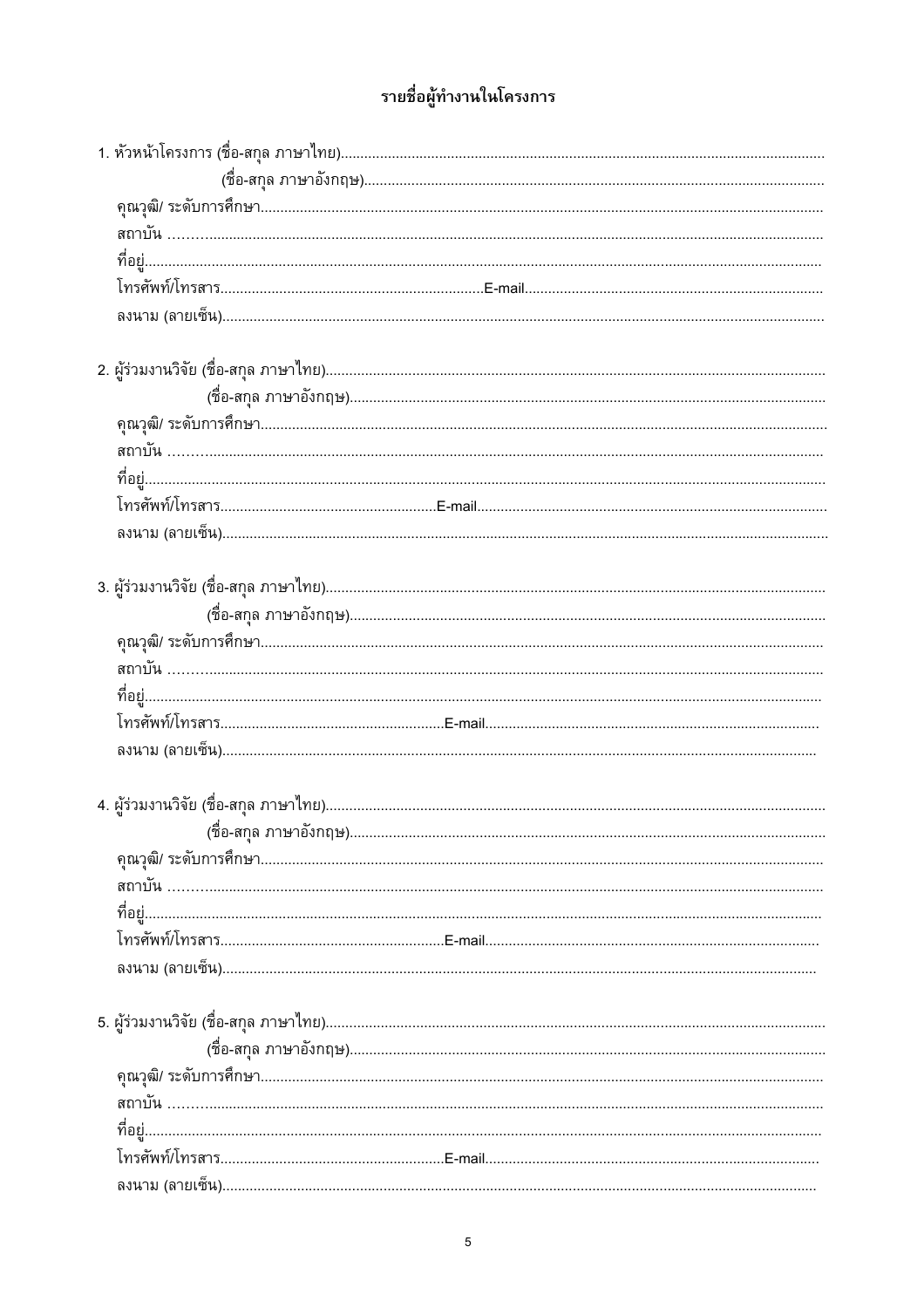## รายชื่อผู้ทำงานในโครงการ

1. หัวหน้าโครงการ (ชื่อ-สกุล ภาษาไทย)......................................................................................................
   (ชื่อ-สกุล ภาษาอังกฤษ)......................................................................................................
   คุณวุฒิ/ ระดับการศึกษา......................................................................................................
   สถาบัน ……......................................................................................................
   ที่อยู่......................................................................................................
   โทรศัพท์/โทรสาร......................................................E-mail......................................................
   ลงนาม (ลายเซ็น)......................................................................................................

2. ผู้ร่วมงานวิจัย (ชื่อ-สกุล ภาษาไทย)......................................................................................................
   (ชื่อ-สกุล ภาษาอังกฤษ)......................................................................................................
   คุณวุฒิ/ ระดับการศึกษา......................................................................................................
   สถาบัน ……......................................................................................................
   ที่อยู่......................................................................................................
   โทรศัพท์/โทรสาร......................................................E-mail......................................................
   ลงนาม (ลายเซ็น)......................................................................................................

3. ผู้ร่วมงานวิจัย (ชื่อ-สกุล ภาษาไทย)......................................................................................................
   (ชื่อ-สกุล ภาษาอังกฤษ)......................................................................................................
   คุณวุฒิ/ ระดับการศึกษา......................................................................................................
   สถาบัน ……......................................................................................................
   ที่อยู่......................................................................................................
   โทรศัพท์/โทรสาร......................................................E-mail......................................................
   ลงนาม (ลายเซ็น)......................................................................................................

4. ผู้ร่วมงานวิจัย (ชื่อ-สกุล ภาษาไทย)......................................................................................................
   (ชื่อ-สกุล ภาษาอังกฤษ)......................................................................................................
   คุณวุฒิ/ ระดับการศึกษา......................................................................................................
   สถาบัน ……......................................................................................................
   ที่อยู่......................................................................................................
   โทรศัพท์/โทรสาร......................................................E-mail......................................................
   ลงนาม (ลายเซ็น)......................................................................................................

5. ผู้ร่วมงานวิจัย (ชื่อ-สกุล ภาษาไทย)......................................................................................................
   (ชื่อ-สกุล ภาษาอังกฤษ)......................................................................................................
   คุณวุฒิ/ ระดับการศึกษา......................................................................................................
   สถาบัน ……......................................................................................................
   ที่อยู่......................................................................................................
   โทรศัพท์/โทรสาร......................................................E-mail......................................................
   ลงนาม (ลายเซ็น)......................................................................................................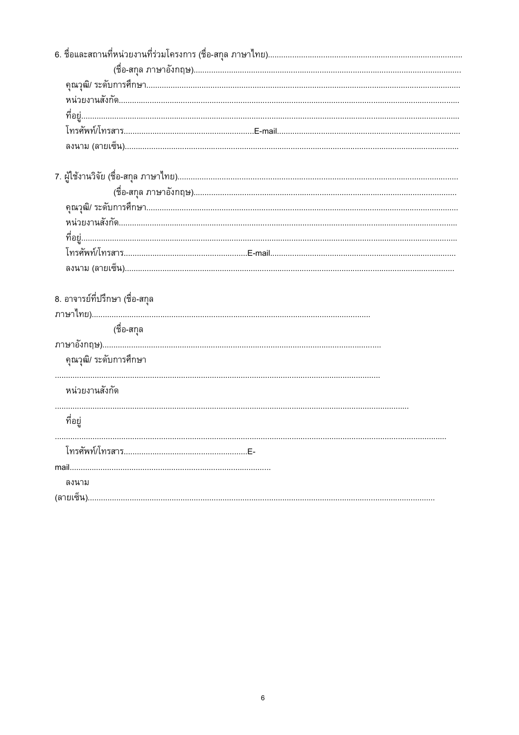6. ชื่อและสถานที่หน่วยงานที่ร่วมโครงการ (ชื่อ-สกุล ภาษาไทย).......................................................................................

(ชื่อ-สกุล ภาษาอังกฤษ)..........................................................................................................

คุณวุฒิ/ ระดับการศึกษา...........................................................................................................................

หน่วยงานสังกัด......................................................................................................................................

ที่อยู่......................................................................................................................................................

โทรศัพท์/โทรสาร...........................................................E-mail...................................................................................

ลงนาม (ลายเซ็น).....................................................................................................................................

7. ผู้ใช้งานวิจัย (ชื่อ-สกุล ภาษาไทย)...............................................................................................................

(ชื่อ-สกุล ภาษาอังกฤษ)......................................................................................................

คุณวุฒิ/ ระดับการศึกษา...........................................................................................................................

หน่วยงานสังกัด......................................................................................................................................

ที่อยู่......................................................................................................................................................

โทรศัพท์/โทรสาร.........................................................E-mail....................................................................

ลงนาม (ลายเซ็น)...................................................................................................................................

8. อาจารย์ที่ปรึกษา (ชื่อ-สกุล

ภาษาไทย)..............................................................................................................

(ชื่อ-สกุล

ภาษาอังกฤษ)..............................................................................................................

คุณวุฒิ/ ระดับการศึกษา

...................................................................................................................................

หน่วยงานสังกัด

...............................................................................................................................................

ที่อยู่

.............................................................................................................................................................

โทรศัพท์/โทรสาร........................................................E-

mail...........................................................................................

ลงนาม

(ลายเซ็น)...........................................................................................................................................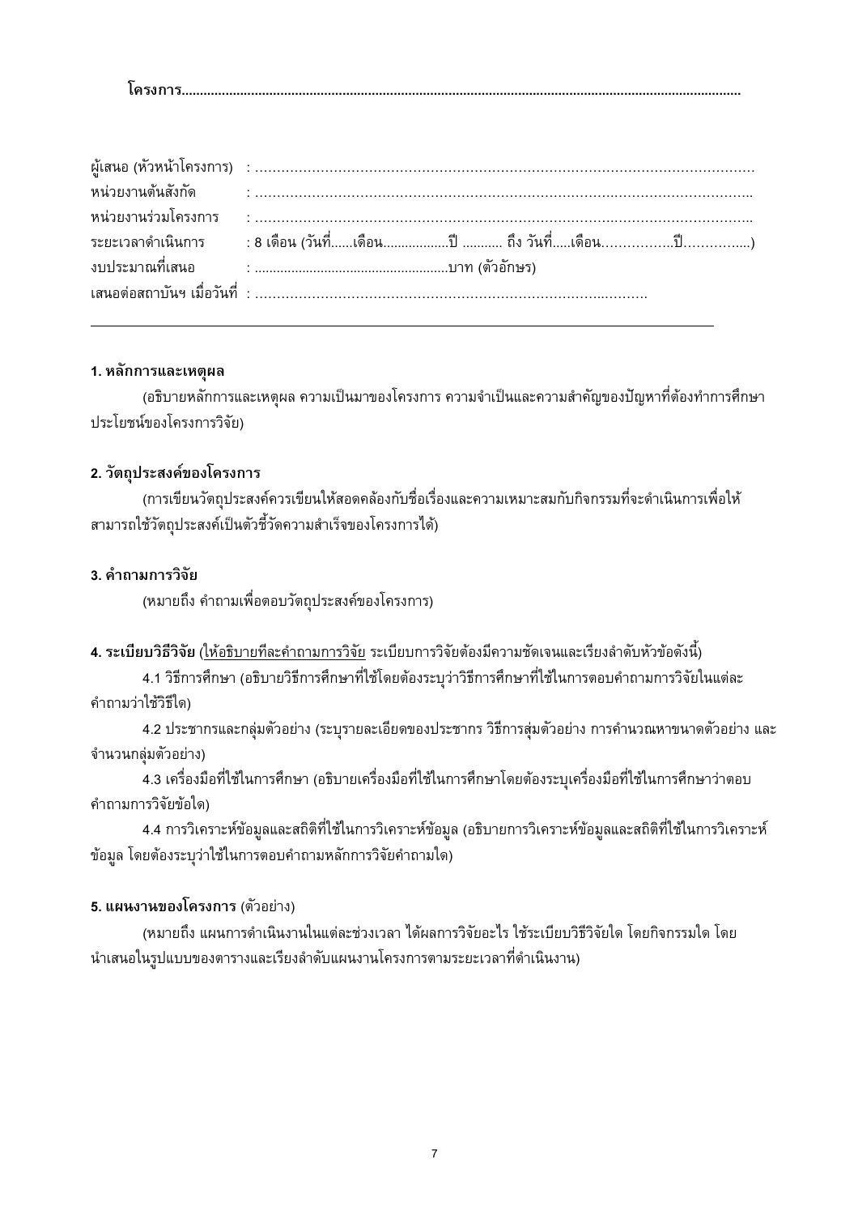**โครงการ........................................................................................................................................................**

ผู้เสนอ (หัวหน้าโครงการ) : .........................................................................................................................
หน่วยงานต้นสังกัด : .........................................................................................................................
หน่วยงานร่วมโครงการ : .........................................................................................................................
ระยะเวลาดำเนินการ : 8 เดือน (วันที่......เดือน..................ปี ........... ถึง วันที่.....เดือน................ปี..............)
งบประมาณที่เสนอ : ....................................................บาท (ตัวอักษร)
เสนอต่อสถาบันฯ เมื่อวันที่ : ..................................................................................................

---

**1. หลักการและเหตุผล**

(อธิบายหลักการและเหตุผล ความเป็นมาของโครงการ ความจำเป็นและความสำคัญของปัญหาที่ต้องทำการศึกษา ประโยชน์ของโครงการวิจัย)

**2. วัตถุประสงค์ของโครงการ**

(การเขียนวัตถุประสงค์ควรเขียนให้สอดคล้องกับชื่อเรื่องและความเหมาะสมกับกิจกรรมที่จะดำเนินการเพื่อให้สามารถใช้วัตถุประสงค์เป็นตัวชี้วัดความสำเร็จของโครงการได้)

**3. คำถามการวิจัย**

(หมายถึง คำถามเพื่อตอบวัตถุประสงค์ของโครงการ)

**4. ระเบียบวิธีวิจัย** (ให้อธิบายทีละคำถามการวิจัย ระเบียบการวิจัยต้องมีความชัดเจนและเรียงลำดับหัวข้อดังนี้)

4.1 วิธีการศึกษา (อธิบายวิธีการศึกษาที่ใช้โดยต้องระบุว่าวิธีการศึกษาที่ใช้ในการตอบคำถามการวิจัยในแต่ละคำถามว่าใช้วิธีใด)

4.2 ประชากรและกลุ่มตัวอย่าง (ระบุรายละเอียดของประชากร วิธีการสุ่มตัวอย่าง การคำนวณหาขนาดตัวอย่าง และจำนวนกลุ่มตัวอย่าง)

4.3 เครื่องมือที่ใช้ในการศึกษา (อธิบายเครื่องมือที่ใช้ในการศึกษาโดยต้องระบุเครื่องมือที่ใช้ในการศึกษาว่าตอบคำถามการวิจัยข้อใด)

4.4 การวิเคราะห์ข้อมูลและสถิติที่ใช้ในการวิเคราะห์ข้อมูล (อธิบายการวิเคราะห์ข้อมูลและสถิติที่ใช้ในการวิเคราะห์ข้อมูล โดยต้องระบุว่าใช้ในการตอบคำถามหลักการวิจัยคำถามใด)

**5. แผนงานของโครงการ** (ตัวอย่าง)

(หมายถึง แผนการดำเนินงานในแต่ละช่วงเวลา ได้ผลการวิจัยอะไร ใช้ระเบียบวิธีวิจัยใด โดยกิจกรรมใด โดยนำเสนอในรูปแบบของตารางและเรียงลำดับแผนงานโครงการตามระยะเวลาที่ดำเนินงาน)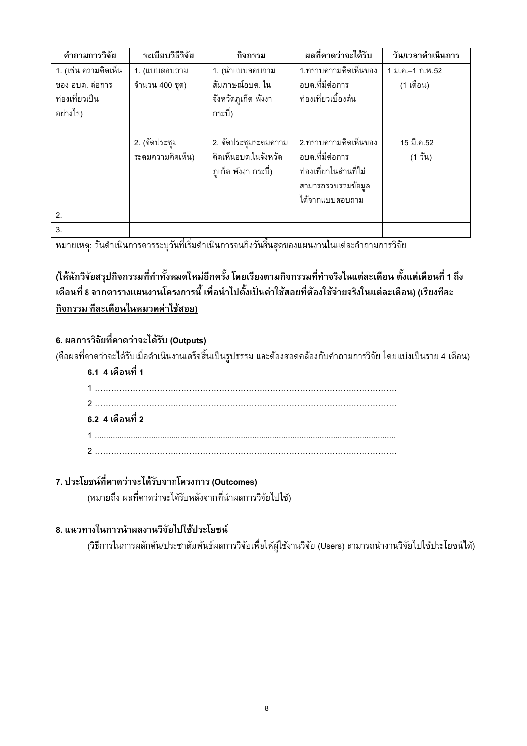| คำถามการวิจัย | ระเบียบวิธีวิจัย | กิจกรรม | ผลที่คาดว่าจะได้รับ | วัน/เวลาดำเนินการ |
|---|---|---|---|---|
| 1. (เช่น ความคิดเห็นของ อบต. ต่อการท่องเที่ยวเป็นอย่างไร) | 1. (แบบสอบถาม จำนวน 400 ชุด) | 1. (นำแบบสอบถามสัมภาษณ์อบต. ในจังหวัดภูเก็ต พังงา กระบี่) | 1.ทราบความคิดเห็นของอบต.ที่มีต่อการท่องเที่ยวเบื้องต้น | 1 ม.ค.–1 ก.พ.52 (1 เดือน) |
| | 2. (จัดประชุมระดมความคิดเห็น) | 2. จัดประชุมระดมความคิดเห็นอบต.ในจังหวัดภูเก็ต พังงา กระบี่) | 2.ทราบความคิดเห็นของอบต.ที่มีต่อการท่องเที่ยวในส่วนที่ไม่สามารถรวบรวมข้อมูลได้จากแบบสอบถาม | 15 มี.ค.52 (1 วัน) |
| 2. | | | | |
| 3. | | | | |

หมายเหตุ: วันดำเนินการควรระบุวันที่เริ่มดำเนินการจนถึงวันสิ้นสุดของแผนงานในแต่ละคำถามการวิจัย

**(ให้นักวิจัยสรุปกิจกรรมที่ทำทั้งหมดใหม่อีกครั้ง โดยเรียงตามกิจกรรมที่ทำจริงในแต่ละเดือน ตั้งแต่เดือนที่ 1 ถึงเดือนที่ 8 จากตารางแผนงานโครงการนี้ เพื่อนำไปตั้งเป็นค่าใช้สอยที่ต้องใช้จ่ายจริงในแต่ละเดือน) (เรียงทีละกิจกรรม ทีละเดือนในหมวดค่าใช้สอย)**

### 6. ผลการวิจัยที่คาดว่าจะได้รับ (Outputs)

(คือผลที่คาดว่าจะได้รับเมื่อดำเนินงานเสร็จสิ้นเป็นรูปธรรม และต้องสอดคล้องกับคำถามการวิจัย โดยแบ่งเป็นราย 4 เดือน)

**6.1 4 เดือนที่ 1**

1 ……………………………………………………………………………………………….

2 ……………………………………………………………………………………………….

**6.2 4 เดือนที่ 2**

1 .....................................................................................................................................

2 ……………………………………………………………………………………………….

### 7. ประโยชน์ที่คาดว่าจะได้รับจากโครงการ (Outcomes)

(หมายถึง ผลที่คาดว่าจะได้รับหลังจากที่นำผลการวิจัยไปใช้)

### 8. แนวทางในการนำผลงานวิจัยไปใช้ประโยชน์

(วิธีการในการผลักดัน/ประชาสัมพันธ์ผลการวิจัยเพื่อให้ผู้ใช้งานวิจัย (Users) สามารถนำงานวิจัยไปใช้ประโยชน์ได้)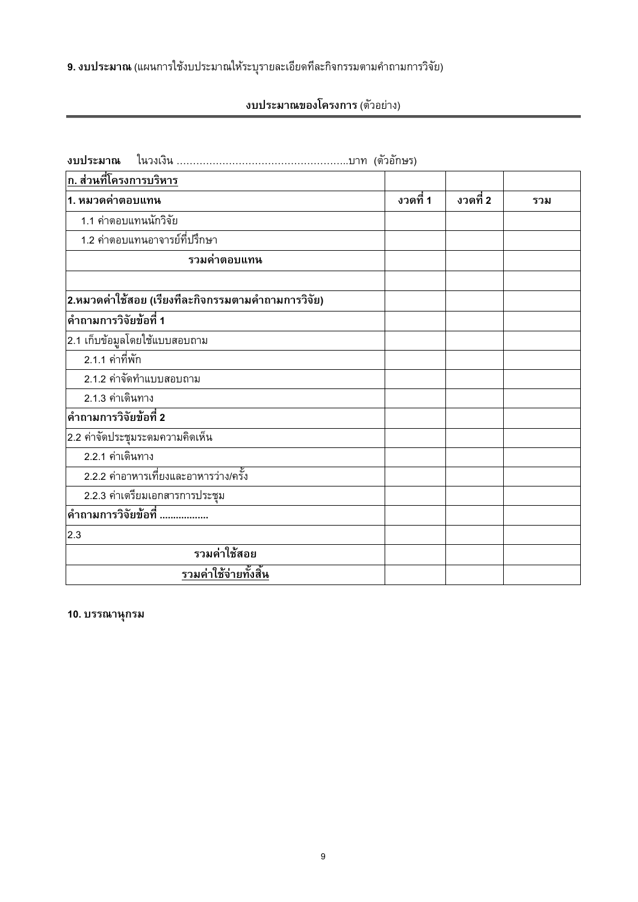**9. งบประมาณ** (แผนการใช้งบประมาณให้ระบุรายละเอียดทีละกิจกรรมตามคำถามการวิจัย)

**งบประมาณของโครงการ** (ตัวอย่าง)

**งบประมาณ** ในวงเงิน ……………………………………………..บาท (ตัวอักษร)

| <u>**ก. ส่วนที่โครงการบริหาร**</u> | | | |
|---|---|---|---|
| **1. หมวดค่าตอบแทน** | **งวดที่ 1** | **งวดที่ 2** | **รวม** |
| 1.1 ค่าตอบแทนนักวิจัย | | | |
| 1.2 ค่าตอบแทนอาจารย์ที่ปรึกษา | | | |
| **รวมค่าตอบแทน** | | | |
| | | | |
| **2.หมวดค่าใช้สอย (เรียงทีละกิจกรรมตามคำถามการวิจัย)** | | | |
| **คำถามการวิจัยข้อที่ 1** | | | |
| 2.1 เก็บข้อมูลโดยใช้แบบสอบถาม | | | |
| 2.1.1 ค่าที่พัก | | | |
| 2.1.2 ค่าจัดทำแบบสอบถาม | | | |
| 2.1.3 ค่าเดินทาง | | | |
| **คำถามการวิจัยข้อที่ 2** | | | |
| 2.2 ค่าจัดประชุมระดมความคิดเห็น | | | |
| 2.2.1 ค่าเดินทาง | | | |
| 2.2.2 ค่าอาหารเที่ยงและอาหารว่าง/ครั้ง | | | |
| 2.2.3 ค่าเตรียมเอกสารการประชุม | | | |
| **คำถามการวิจัยข้อที่ ................** | | | |
| 2.3 | | | |
| **รวมค่าใช้สอย** | | | |
| <u>**รวมค่าใช้จ่ายทั้งสิ้น**</u> | | | |

**10. บรรณานุกรม**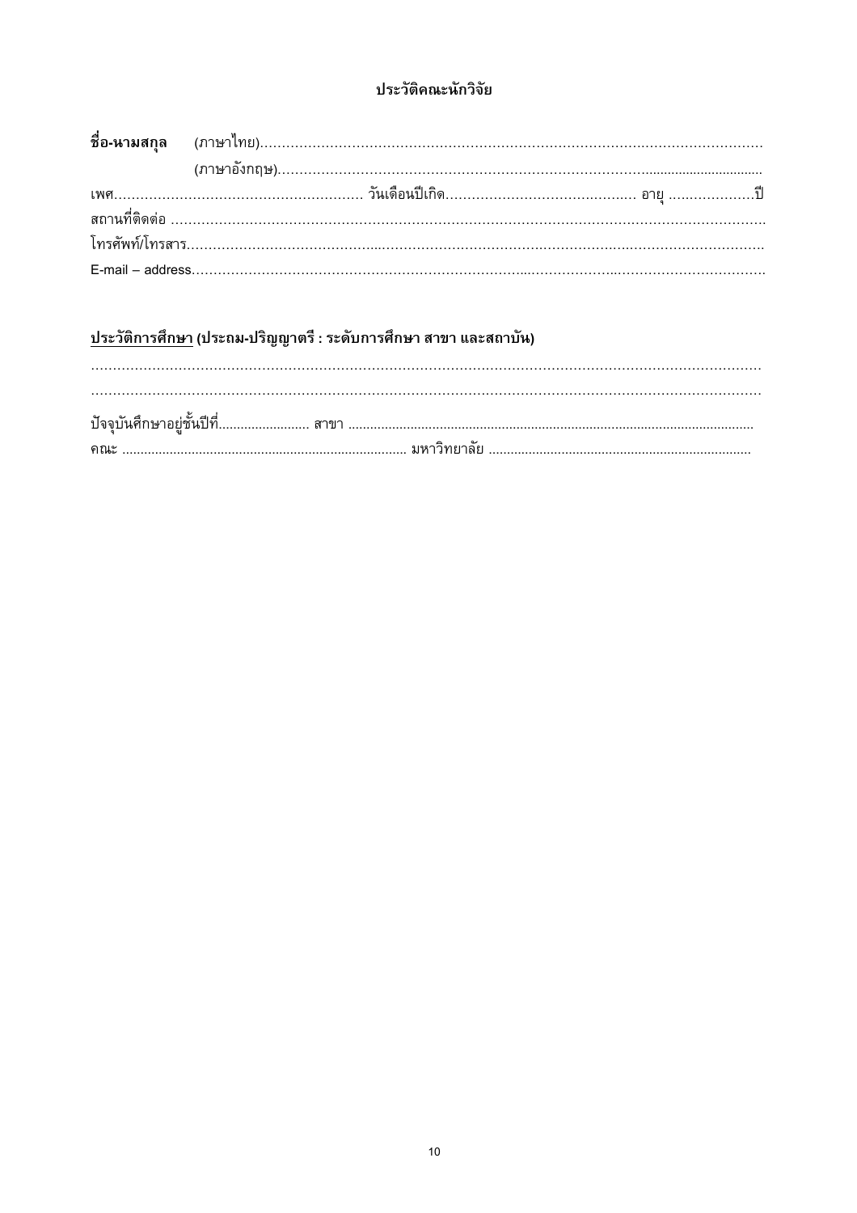# ประวัติคณะนักวิจัย

**ชื่อ-นามสกุล** (ภาษาไทย)..........................................................................................................................

(ภาษาอังกฤษ).......................................................................................................................

เพศ...................................................... วันเดือนปีเกิด.......................................... อายุ ...................ปี

สถานที่ติดต่อ ..........................................................................................................................................

โทรศัพท์/โทรสาร.....................................................................................................................................

E-mail – address.....................................................................................................................................

**<u>ประวัติการศึกษา</u> (ประถม-ปริญญาตรี : ระดับการศึกษา สาขา และสถาบัน)**

...............................................................................................................................................................

...............................................................................................................................................................

ปัจจุบันศึกษาอยู่ชั้นปีที่......................... สาขา ..............................................................................................................

คณะ ............................................................................ มหาวิทยาลัย .......................................................................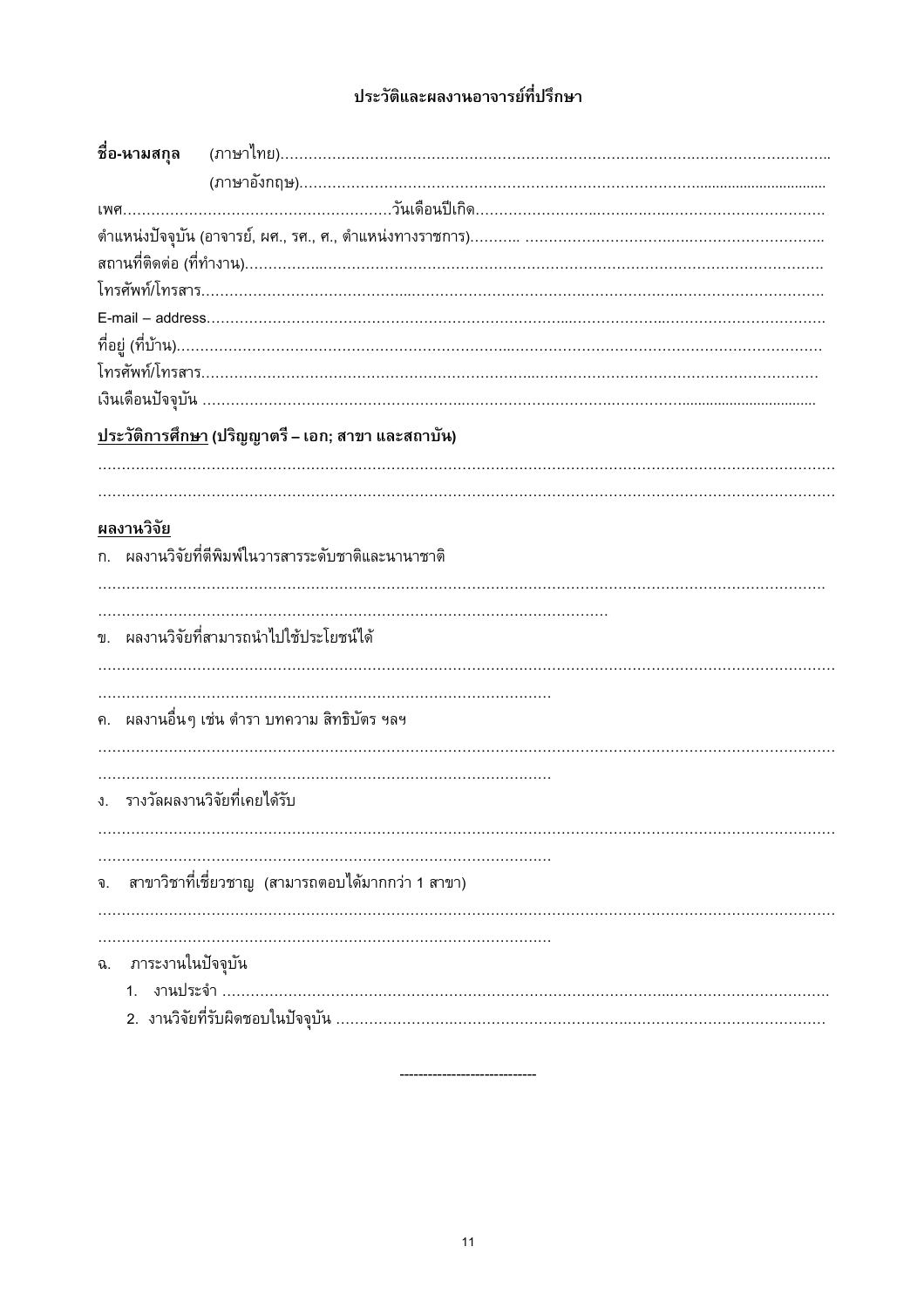## ประวัติและผลงานอาจารย์ที่ปรึกษา

**ชื่อ-นามสกุล** (ภาษาไทย)..................................................................................................................

(ภาษาอังกฤษ)..........................................................................................................

เพศ.......................................................วันเดือนปีเกิด..................................................................

ตำแหน่งปัจจุบัน (อาจารย์, ผศ., รศ., ศ., ตำแหน่งทางราชการ)........... ...............................................................

สถานที่ติดต่อ (ที่ทำงาน)..........................................................................................................................

โทรศัพท์/โทรสาร....................................................................................................................................

E-mail – address......................................................................................................................................

ที่อยู่ (ที่บ้าน)..........................................................................................................................................

โทรศัพท์/โทรสาร....................................................................................................................................

เงินเดือนปัจจุบัน .....................................................................................................................................

**<u>ประวัติการศึกษา</u> (ปริญญาตรี – เอก; สาขา และสถาบัน)**

.................................................................................................................................................................

.................................................................................................................................................................

**<u>ผลงานวิจัย</u>**

ก. ผลงานวิจัยที่ตีพิมพ์ในวารสารระดับชาติและนานาชาติ

.................................................................................................................................................................

.................................................................................................................

ข. ผลงานวิจัยที่สามารถนำไปใช้ประโยชน์ได้

.................................................................................................................................................................

.........................................................................................

ค. ผลงานอื่นๆ เช่น ตำรา บทความ สิทธิบัตร ฯลฯ

.................................................................................................................................................................

.........................................................................................

ง. รางวัลผลงานวิจัยที่เคยได้รับ

.................................................................................................................................................................

.........................................................................................

จ. สาขาวิชาที่เชี่ยวชาญ (สามารถตอบได้มากกว่า 1 สาขา)

.................................................................................................................................................................

.........................................................................................

ฉ. ภาระงานในปัจจุบัน

1. งานประจำ ..................................................................................................................................
2. งานวิจัยที่รับผิดชอบในปัจจุบัน .........................................................................................................

-----------------------------